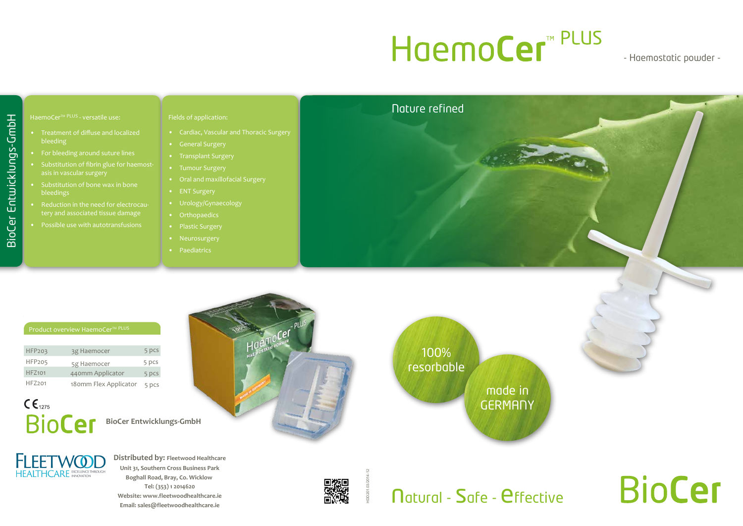# HaemoCer™ PLUS

- Haemostatic powder -

BioCer Entwicklungs-GmbH

HaemoCer™ PLUS - versatile use:

- Treatment of diffuse and localized bleeding
- For bleeding around suture lines
- Substitution of fibrin glue for haemostasis in vascular surgery
- Substitution of bone wax in bone bleedings
- Reduction in the need for electrocautery and associated tissue damage
- Possible use with autotransfusions

Fields of application:

- Cardiac, Vascular and Thoracic Surgery
- General Surgery
- Transplant Surgery
- Tumour Surgery
- Oral and maxillofacial Surgery
- ENT Surgery
- Urology/Gynaecology
- Orthopaedics
- Plastic Surgery
- Neurosurgery
- Paediatrics

Nature refined

Product overview HaemoCer™ PLUS

| | | |
|---|---|---|
| HFP203 | 3g Haemocer | 5 pcs |
| HFP205 | 5g Haemocer | 5 pcs |
| HFZ101 | 440mm Applicator | 5 pcs |
| HFZ201 | 180mm Flex Applicator | 5 pcs |

CE 1275

BioCer **BioCer Entwicklungs-GmbH**

100% resorbable

made in GERMANY

FLEETWOOD HEALTHCARE EXCELLENCE THROUGH INNOVATION

**Distributed by:** **Fleetwood Healthcare**
**Unit 31, Southern Cross Business Park**
**Boghall Road, Bray, Co. Wicklow**
**Tel: (353) 1 2014620**
**Website: www.fleetwoodhealthcare.ie**
**Email: sales@fleetwoodhealthcare.ie**

HDD201.03/2014-12

Natural - Safe - Effective

BioCer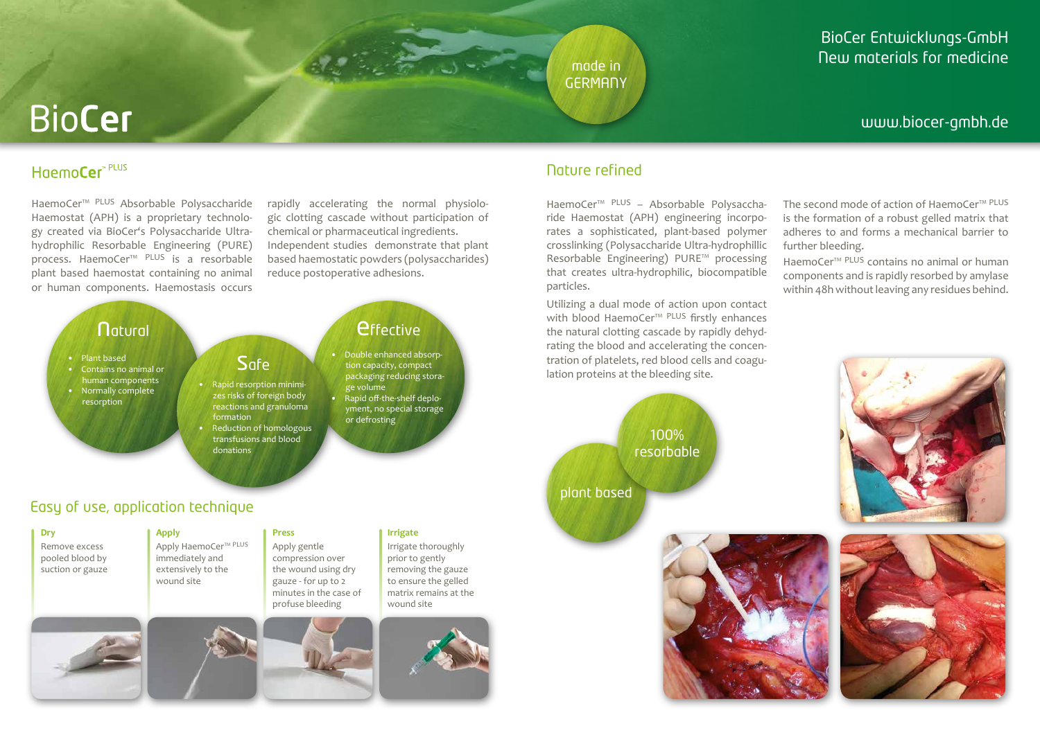# BioCer

made in GERMANY

BioCer Entwicklungs-GmbH
New materials for medicine

www.biocer-gmbh.de

## HaemoCer™ PLUS

HaemoCer™ PLUS Absorbable Polysaccharide Haemostat (APH) is a proprietary technology created via BioCer's Polysaccharide Ultrahydrophilic Resorbable Engineering (PURE) process. HaemoCer™ PLUS is a resorbable plant based haemostat containing no animal or human components. Haemostasis occurs rapidly accelerating the normal physiologic clotting cascade without participation of chemical or pharmaceutical ingredients. Independent studies demonstrate that plant based haemostatic powders (polysaccharides) reduce postoperative adhesions.

### Natural

- Plant based
- Contains no animal or human components
- Normally complete resorption

### Safe

- Rapid resorption minimizes risks of foreign body reactions and granuloma formation
- Reduction of homologous transfusions and blood donations

### Effective

- Double enhanced absorption capacity, compact packaging reducing storage volume
- Rapid off-the-shelf deployment, no special storage or defrosting

## Easy of use, application technique

**Dry**
Remove excess pooled blood by suction or gauze

**Apply**
Apply HaemoCer™ PLUS immediately and extensively to the wound site

**Press**
Apply gentle compression over the wound using dry gauze - for up to 2 minutes in the case of profuse bleeding

**Irrigate**
Irrigate thoroughly prior to gently removing the gauze to ensure the gelled matrix remains at the wound site

## Nature refined

HaemoCer™ PLUS – Absorbable Polysaccharide Haemostat (APH) engineering incorporates a sophisticated, plant-based polymer crosslinking (Polysaccharide Ultra-hydrophillic Resorbable Engineering) PURE™ processing that creates ultra-hydrophilic, biocompatible particles.

Utilizing a dual mode of action upon contact with blood HaemoCer™ PLUS firstly enhances the natural clotting cascade by rapidly dehydrating the blood and accelerating the concentration of platelets, red blood cells and coagulation proteins at the bleeding site.

The second mode of action of HaemoCer™ PLUS is the formation of a robust gelled matrix that adheres to and forms a mechanical barrier to further bleeding.

HaemoCer™ PLUS contains no animal or human components and is rapidly resorbed by amylase within 48h without leaving any residues behind.

plant based

100% resorbable